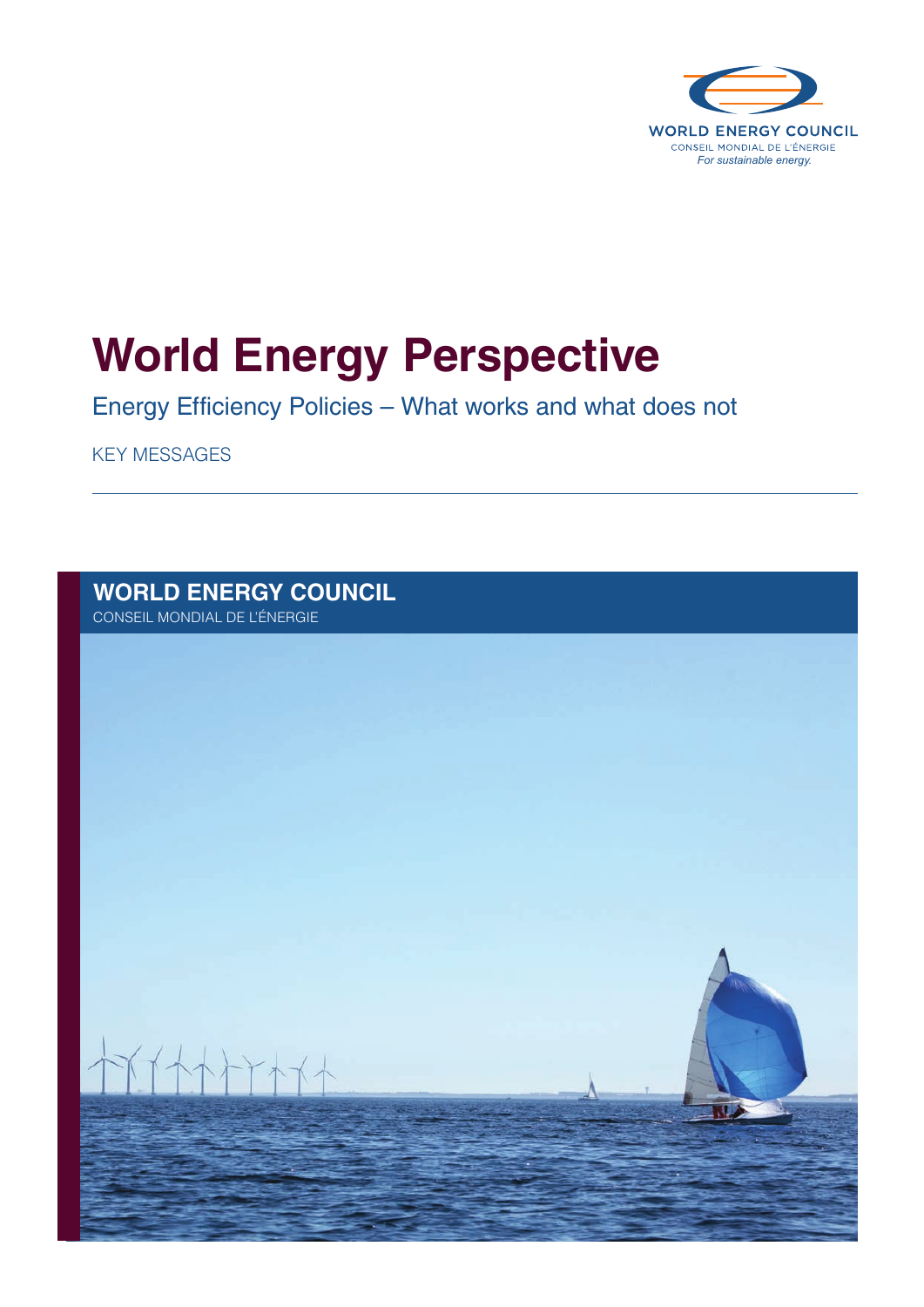WORLD ENERGY COUNCIL
CONSEIL MONDIAL DE L'ÉNERGIE
*For sustainable energy.*

# World Energy Perspective

## Energy Efficiency Policies – What works and what does not

KEY MESSAGES

**WORLD ENERGY COUNCIL**
CONSEIL MONDIAL DE L'ÉNERGIE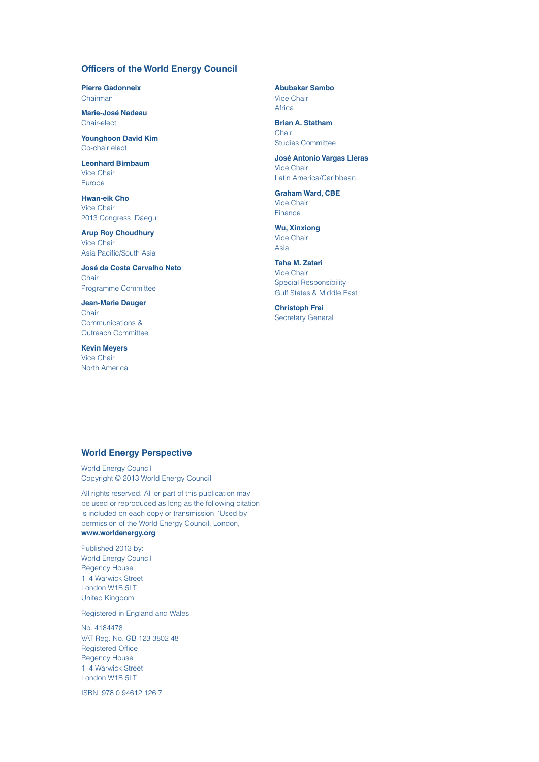## Officers of the World Energy Council

**Pierre Gadonneix**
Chairman

**Marie-José Nadeau**
Chair-elect

**Younghoon David Kim**
Co-chair elect

**Leonhard Birnbaum**
Vice Chair
Europe

**Hwan-eik Cho**
Vice Chair
2013 Congress, Daegu

**Arup Roy Choudhury**
Vice Chair
Asia Pacific/South Asia

**José da Costa Carvalho Neto**
Chair
Programme Committee

**Jean-Marie Dauger**
Chair
Communications &
Outreach Committee

**Kevin Meyers**
Vice Chair
North America

**Abubakar Sambo**
Vice Chair
Africa

**Brian A. Statham**
Chair
Studies Committee

**José Antonio Vargas Lleras**
Vice Chair
Latin America/Caribbean

**Graham Ward, CBE**
Vice Chair
Finance

**Wu, Xinxiong**
Vice Chair
Asia

**Taha M. Zatari**
Vice Chair
Special Responsibility
Gulf States & Middle East

**Christoph Frei**
Secretary General

## World Energy Perspective

World Energy Council
Copyright © 2013 World Energy Council

All rights reserved. All or part of this publication may be used or reproduced as long as the following citation is included on each copy or transmission: 'Used by permission of the World Energy Council, London, **www.worldenergy.org**

Published 2013 by:
World Energy Council
Regency House
1–4 Warwick Street
London W1B 5LT
United Kingdom

Registered in England and Wales

No. 4184478
VAT Reg. No. GB 123 3802 48
Registered Office
Regency House
1–4 Warwick Street
London W1B 5LT

ISBN: 978 0 94612 126 7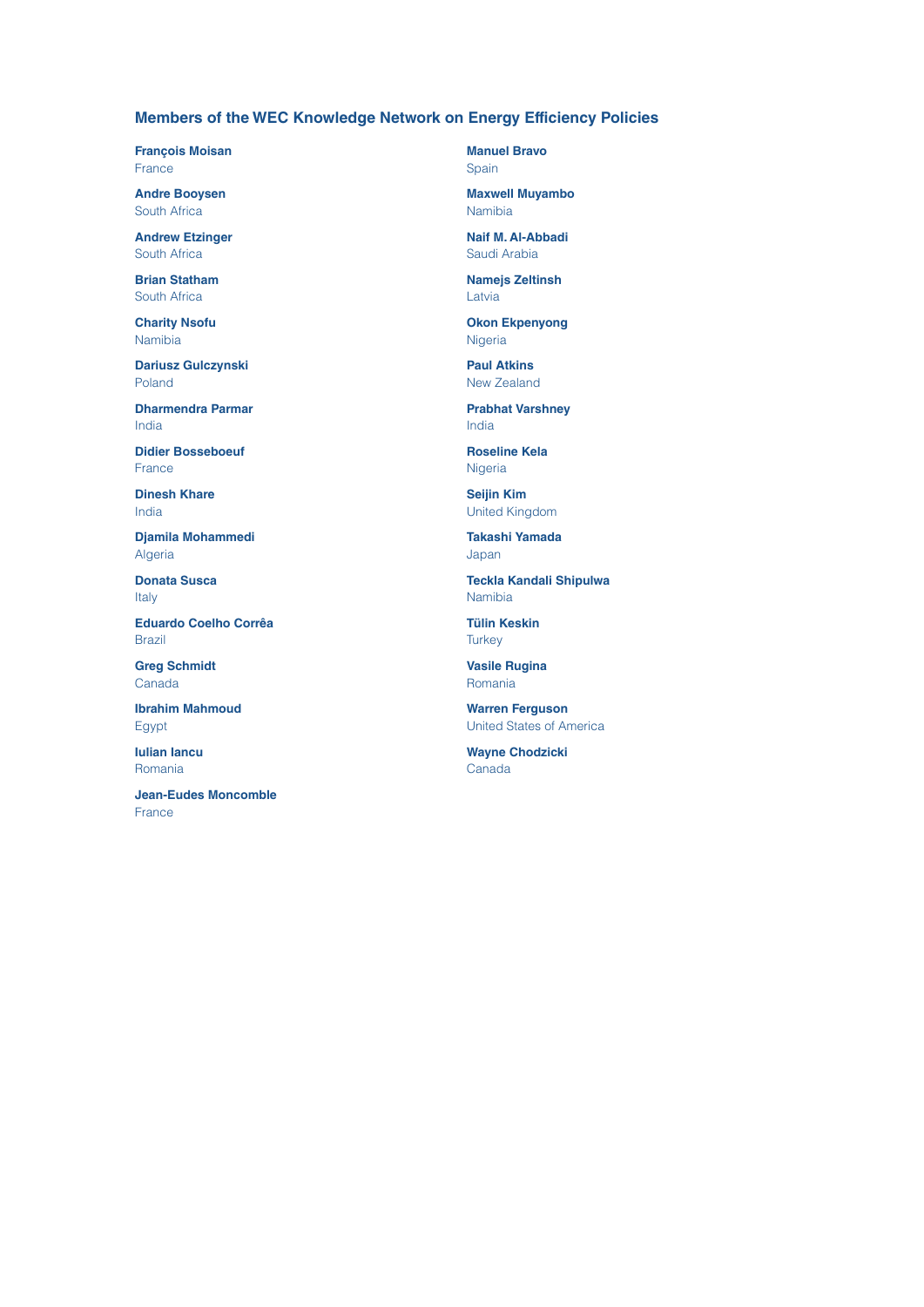## Members of the WEC Knowledge Network on Energy Efficiency Policies

**François Moisan**
France

**Andre Booysen**
South Africa

**Andrew Etzinger**
South Africa

**Brian Statham**
South Africa

**Charity Nsofu**
Namibia

**Dariusz Gulczynski**
Poland

**Dharmendra Parmar**
India

**Didier Bosseboeuf**
France

**Dinesh Khare**
India

**Djamila Mohammedi**
Algeria

**Donata Susca**
Italy

**Eduardo Coelho Corrêa**
Brazil

**Greg Schmidt**
Canada

**Ibrahim Mahmoud**
Egypt

**Iulian Iancu**
Romania

**Jean-Eudes Moncomble**
France

**Manuel Bravo**
Spain

**Maxwell Muyambo**
Namibia

**Naif M. Al-Abbadi**
Saudi Arabia

**Namejs Zeltinsh**
Latvia

**Okon Ekpenyong**
Nigeria

**Paul Atkins**
New Zealand

**Prabhat Varshney**
India

**Roseline Kela**
Nigeria

**Seijin Kim**
United Kingdom

**Takashi Yamada**
Japan

**Teckla Kandali Shipulwa**
Namibia

**Tülin Keskin**
Turkey

**Vasile Rugina**
Romania

**Warren Ferguson**
United States of America

**Wayne Chodzicki**
Canada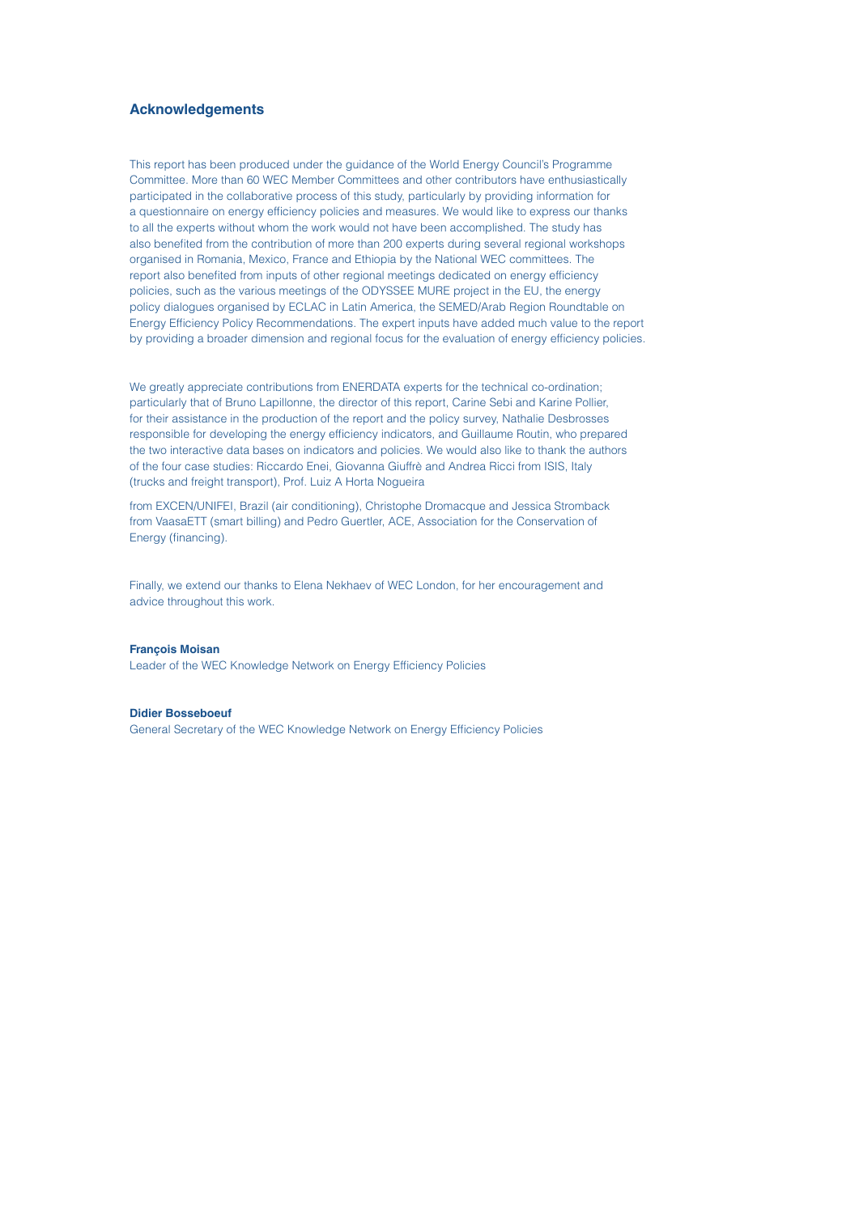## Acknowledgements

This report has been produced under the guidance of the World Energy Council's Programme Committee. More than 60 WEC Member Committees and other contributors have enthusiastically participated in the collaborative process of this study, particularly by providing information for a questionnaire on energy efficiency policies and measures. We would like to express our thanks to all the experts without whom the work would not have been accomplished. The study has also benefited from the contribution of more than 200 experts during several regional workshops organised in Romania, Mexico, France and Ethiopia by the National WEC committees. The report also benefited from inputs of other regional meetings dedicated on energy efficiency policies, such as the various meetings of the ODYSSEE MURE project in the EU, the energy policy dialogues organised by ECLAC in Latin America, the SEMED/Arab Region Roundtable on Energy Efficiency Policy Recommendations. The expert inputs have added much value to the report by providing a broader dimension and regional focus for the evaluation of energy efficiency policies.

We greatly appreciate contributions from ENERDATA experts for the technical co-ordination; particularly that of Bruno Lapillonne, the director of this report, Carine Sebi and Karine Pollier, for their assistance in the production of the report and the policy survey, Nathalie Desbrosses responsible for developing the energy efficiency indicators, and Guillaume Routin, who prepared the two interactive data bases on indicators and policies. We would also like to thank the authors of the four case studies: Riccardo Enei, Giovanna Giuffrè and Andrea Ricci from ISIS, Italy (trucks and freight transport), Prof. Luiz A Horta Nogueira

from EXCEN/UNIFEI, Brazil (air conditioning), Christophe Dromacque and Jessica Stromback from VaasaETT (smart billing) and Pedro Guertler, ACE, Association for the Conservation of Energy (financing).

Finally, we extend our thanks to Elena Nekhaev of WEC London, for her encouragement and advice throughout this work.

**François Moisan**
Leader of the WEC Knowledge Network on Energy Efficiency Policies

**Didier Bosseboeuf**
General Secretary of the WEC Knowledge Network on Energy Efficiency Policies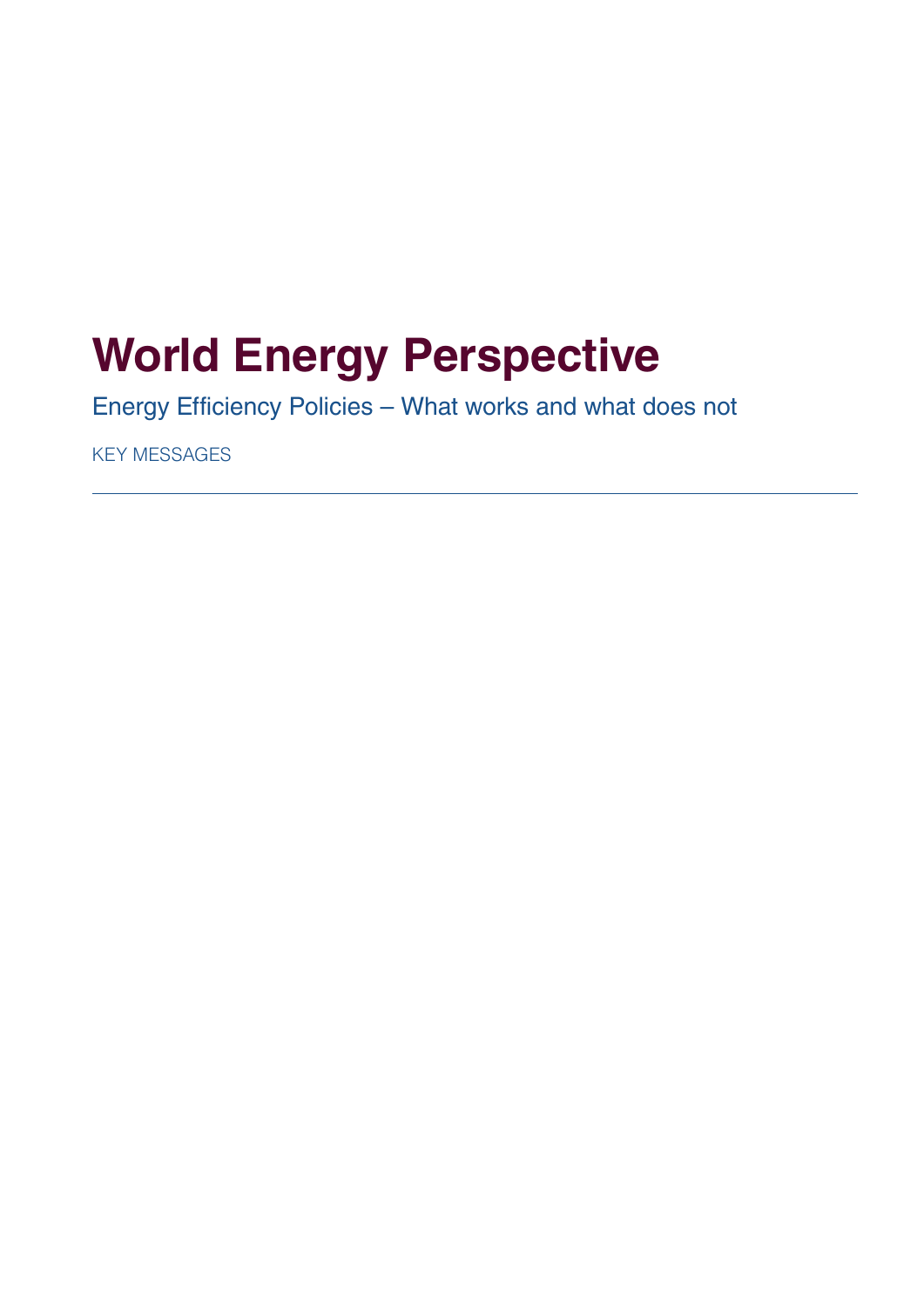# World Energy Perspective

## Energy Efficiency Policies – What works and what does not

KEY MESSAGES

---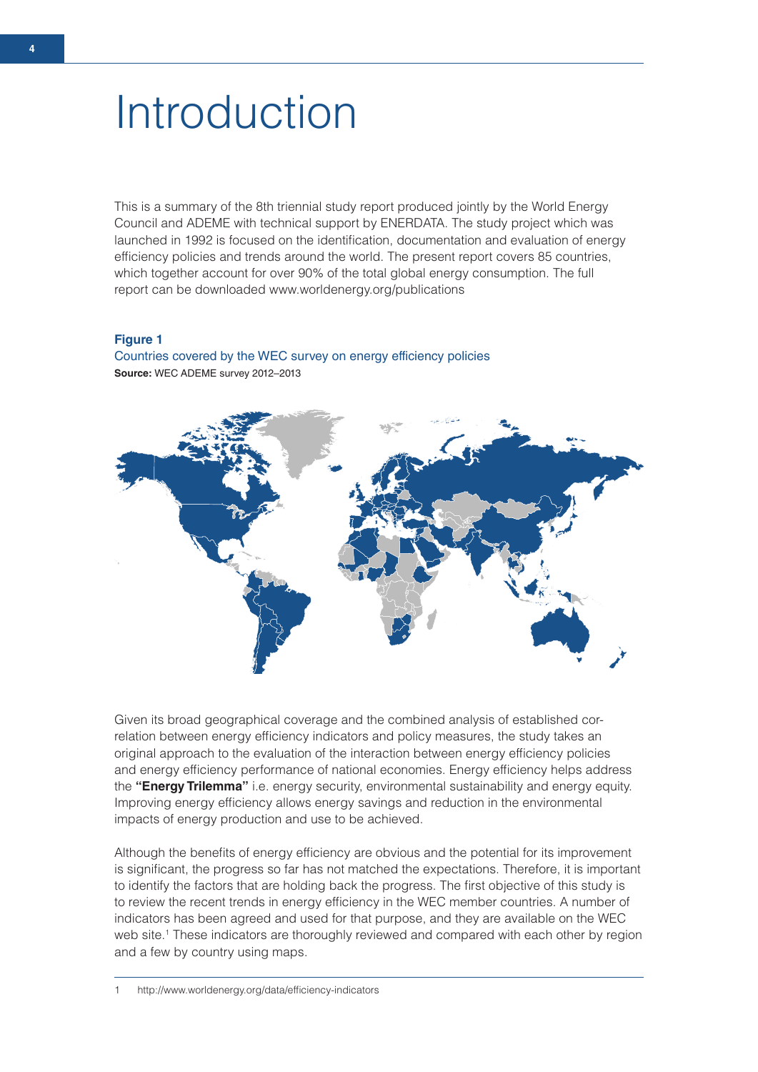# Introduction

This is a summary of the 8th triennial study report produced jointly by the World Energy Council and ADEME with technical support by ENERDATA. The study project which was launched in 1992 is focused on the identification, documentation and evaluation of energy efficiency policies and trends around the world. The present report covers 85 countries, which together account for over 90% of the total global energy consumption. The full report can be downloaded www.worldenergy.org/publications

**Figure 1**

Countries covered by the WEC survey on energy efficiency policies

**Source:** WEC ADEME survey 2012–2013

Given its broad geographical coverage and the combined analysis of established correlation between energy efficiency indicators and policy measures, the study takes an original approach to the evaluation of the interaction between energy efficiency policies and energy efficiency performance of national economies. Energy efficiency helps address the **"Energy Trilemma"** i.e. energy security, environmental sustainability and energy equity. Improving energy efficiency allows energy savings and reduction in the environmental impacts of energy production and use to be achieved.

Although the benefits of energy efficiency are obvious and the potential for its improvement is significant, the progress so far has not matched the expectations. Therefore, it is important to identify the factors that are holding back the progress. The first objective of this study is to review the recent trends in energy efficiency in the WEC member countries. A number of indicators has been agreed and used for that purpose, and they are available on the WEC web site.[1] These indicators are thoroughly reviewed and compared with each other by region and a few by country using maps.

1 http://www.worldenergy.org/data/efficiency-indicators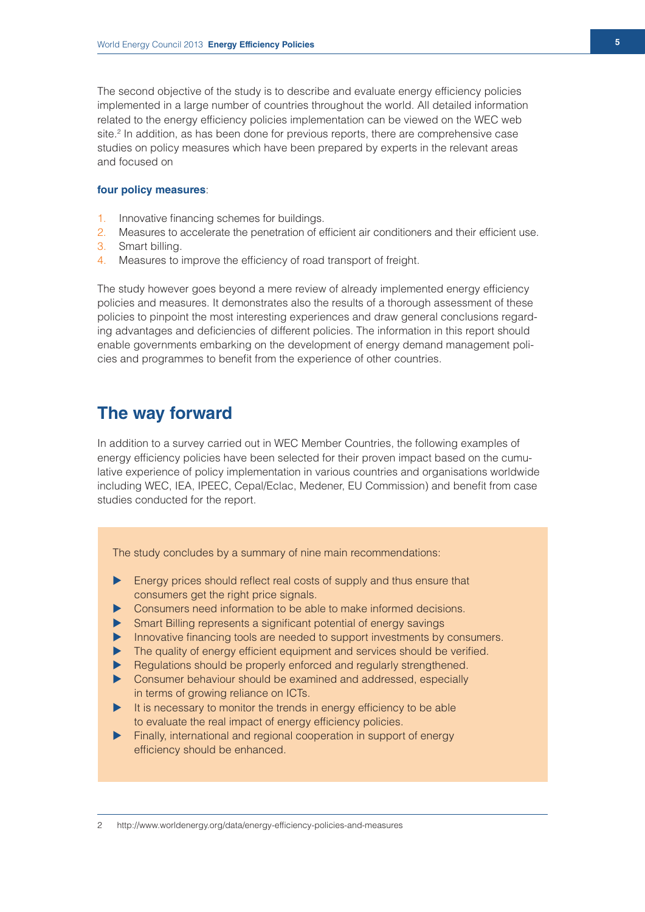The second objective of the study is to describe and evaluate energy efficiency policies implemented in a large number of countries throughout the world. All detailed information related to the energy efficiency policies implementation can be viewed on the WEC web site.[2] In addition, as has been done for previous reports, there are comprehensive case studies on policy measures which have been prepared by experts in the relevant areas and focused on

**four policy measures**:

1. Innovative financing schemes for buildings.
2. Measures to accelerate the penetration of efficient air conditioners and their efficient use.
3. Smart billing.
4. Measures to improve the efficiency of road transport of freight.

The study however goes beyond a mere review of already implemented energy efficiency policies and measures. It demonstrates also the results of a thorough assessment of these policies to pinpoint the most interesting experiences and draw general conclusions regarding advantages and deficiencies of different policies. The information in this report should enable governments embarking on the development of energy demand management policies and programmes to benefit from the experience of other countries.

## The way forward

In addition to a survey carried out in WEC Member Countries, the following examples of energy efficiency policies have been selected for their proven impact based on the cumulative experience of policy implementation in various countries and organisations worldwide including WEC, IEA, IPEEC, Cepal/Eclac, Medener, EU Commission) and benefit from case studies conducted for the report.

The study concludes by a summary of nine main recommendations:

- Energy prices should reflect real costs of supply and thus ensure that consumers get the right price signals.
- Consumers need information to be able to make informed decisions.
- Smart Billing represents a significant potential of energy savings
- Innovative financing tools are needed to support investments by consumers.
- The quality of energy efficient equipment and services should be verified.
- Regulations should be properly enforced and regularly strengthened.
- Consumer behaviour should be examined and addressed, especially in terms of growing reliance on ICTs.
- It is necessary to monitor the trends in energy efficiency to be able to evaluate the real impact of energy efficiency policies.
- Finally, international and regional cooperation in support of energy efficiency should be enhanced.

2 http://www.worldenergy.org/data/energy-efficiency-policies-and-measures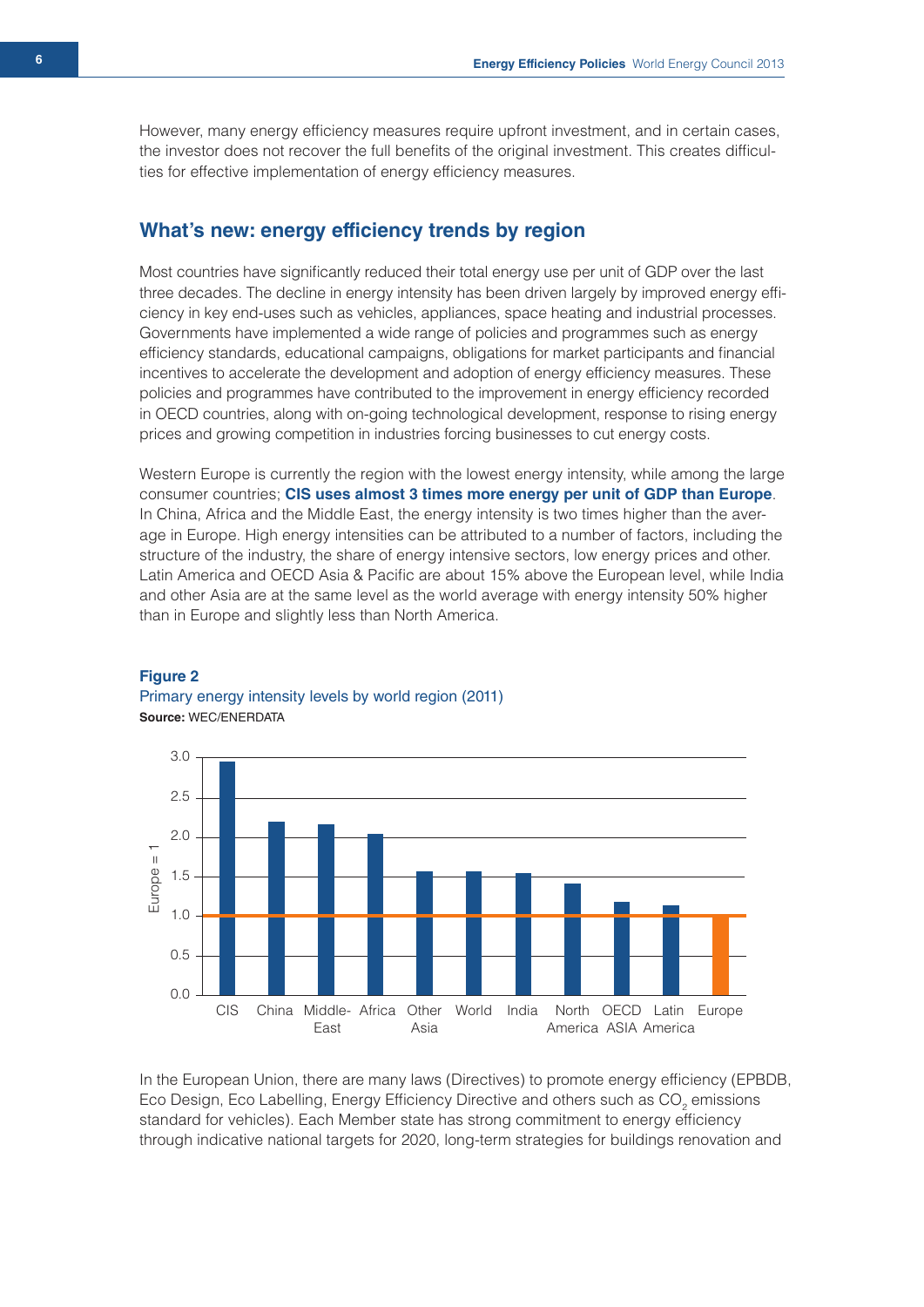However, many energy efficiency measures require upfront investment, and in certain cases, the investor does not recover the full benefits of the original investment. This creates difficulties for effective implementation of energy efficiency measures.

## What's new: energy efficiency trends by region

Most countries have significantly reduced their total energy use per unit of GDP over the last three decades. The decline in energy intensity has been driven largely by improved energy efficiency in key end-uses such as vehicles, appliances, space heating and industrial processes. Governments have implemented a wide range of policies and programmes such as energy efficiency standards, educational campaigns, obligations for market participants and financial incentives to accelerate the development and adoption of energy efficiency measures. These policies and programmes have contributed to the improvement in energy efficiency recorded in OECD countries, along with on-going technological development, response to rising energy prices and growing competition in industries forcing businesses to cut energy costs.

Western Europe is currently the region with the lowest energy intensity, while among the large consumer countries; **CIS uses almost 3 times more energy per unit of GDP than Europe**. In China, Africa and the Middle East, the energy intensity is two times higher than the average in Europe. High energy intensities can be attributed to a number of factors, including the structure of the industry, the share of energy intensive sectors, low energy prices and other. Latin America and OECD Asia & Pacific are about 15% above the European level, while India and other Asia are at the same level as the world average with energy intensity 50% higher than in Europe and slightly less than North America.

**Figure 2**
Primary energy intensity levels by world region (2011)
**Source:** WEC/ENERDATA

In the European Union, there are many laws (Directives) to promote energy efficiency (EPBDB, Eco Design, Eco Labelling, Energy Efficiency Directive and others such as $CO_2$ emissions standard for vehicles). Each Member state has strong commitment to energy efficiency through indicative national targets for 2020, long-term strategies for buildings renovation and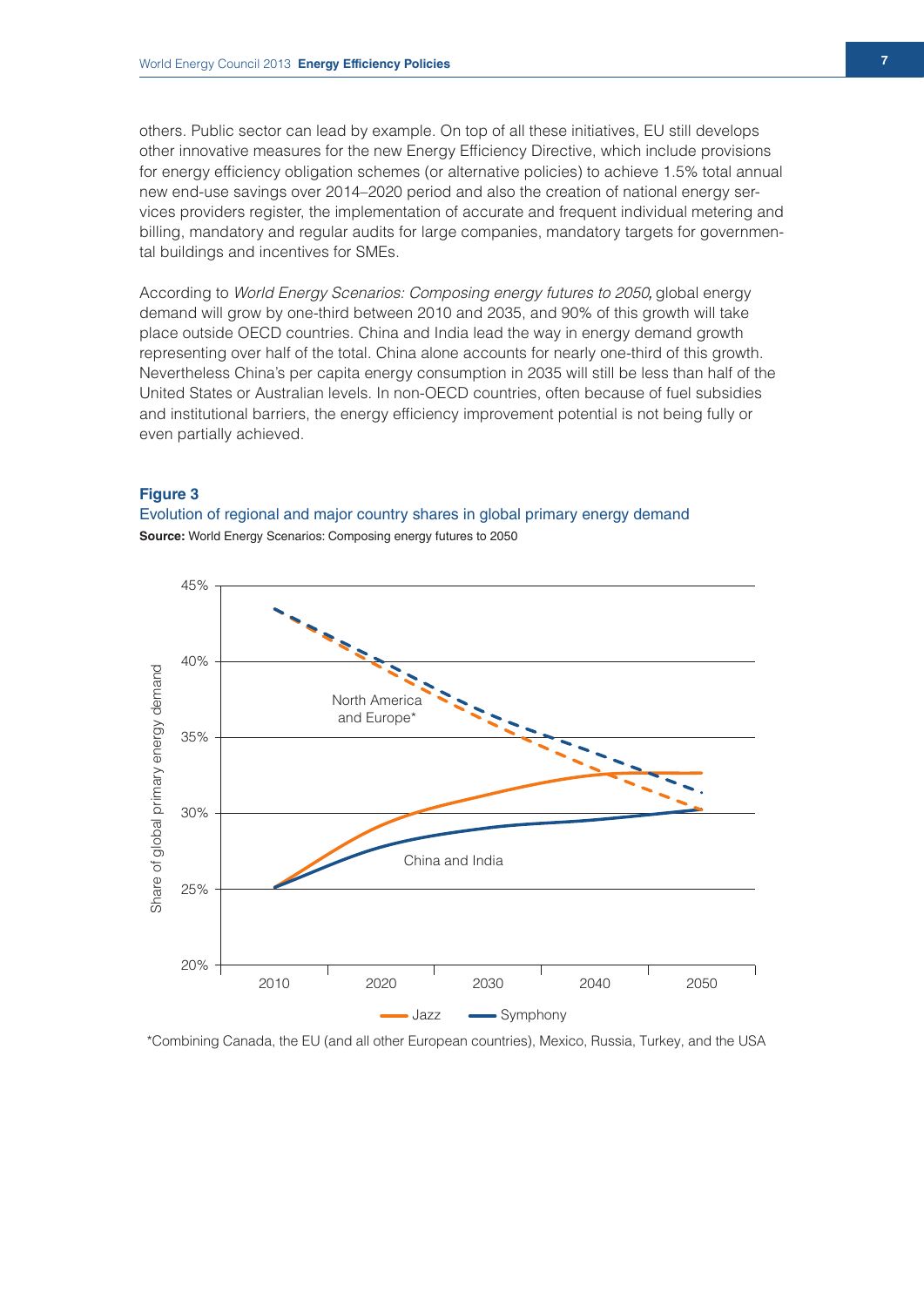others. Public sector can lead by example. On top of all these initiatives, EU still develops other innovative measures for the new Energy Efficiency Directive, which include provisions for energy efficiency obligation schemes (or alternative policies) to achieve 1.5% total annual new end-use savings over 2014–2020 period and also the creation of national energy services providers register, the implementation of accurate and frequent individual metering and billing, mandatory and regular audits for large companies, mandatory targets for governmental buildings and incentives for SMEs.

According to *World Energy Scenarios: Composing energy futures to 2050*, global energy demand will grow by one-third between 2010 and 2035, and 90% of this growth will take place outside OECD countries. China and India lead the way in energy demand growth representing over half of the total. China alone accounts for nearly one-third of this growth. Nevertheless China's per capita energy consumption in 2035 will still be less than half of the United States or Australian levels. In non-OECD countries, often because of fuel subsidies and institutional barriers, the energy efficiency improvement potential is not being fully or even partially achieved.

**Figure 3**

Evolution of regional and major country shares in global primary energy demand

**Source:** World Energy Scenarios: Composing energy futures to 2050

*Combining Canada, the EU (and all other European countries), Mexico, Russia, Turkey, and the USA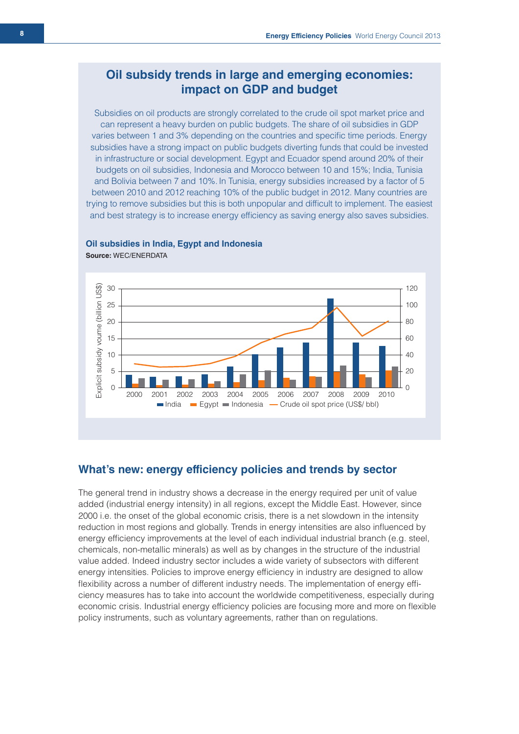## Oil subsidy trends in large and emerging economies: impact on GDP and budget

Subsidies on oil products are strongly correlated to the crude oil spot market price and can represent a heavy burden on public budgets. The share of oil subsidies in GDP varies between 1 and 3% depending on the countries and specific time periods. Energy subsidies have a strong impact on public budgets diverting funds that could be invested in infrastructure or social development. Egypt and Ecuador spend around 20% of their budgets on oil subsidies, Indonesia and Morocco between 10 and 15%; India, Tunisia and Bolivia between 7 and 10%. In Tunisia, energy subsidies increased by a factor of 5 between 2010 and 2012 reaching 10% of the public budget in 2012. Many countries are trying to remove subsidies but this is both unpopular and difficult to implement. The easiest and best strategy is to increase energy efficiency as saving energy also saves subsidies.

**Oil subsidies in India, Egypt and Indonesia**

**Source:** WEC/ENERDATA

## What's new: energy efficiency policies and trends by sector

The general trend in industry shows a decrease in the energy required per unit of value added (industrial energy intensity) in all regions, except the Middle East. However, since 2000 i.e. the onset of the global economic crisis, there is a net slowdown in the intensity reduction in most regions and globally. Trends in energy intensities are also influenced by energy efficiency improvements at the level of each individual industrial branch (e.g. steel, chemicals, non-metallic minerals) as well as by changes in the structure of the industrial value added. Indeed industry sector includes a wide variety of subsectors with different energy intensities. Policies to improve energy efficiency in industry are designed to allow flexibility across a number of different industry needs. The implementation of energy efficiency measures has to take into account the worldwide competitiveness, especially during economic crisis. Industrial energy efficiency policies are focusing more and more on flexible policy instruments, such as voluntary agreements, rather than on regulations.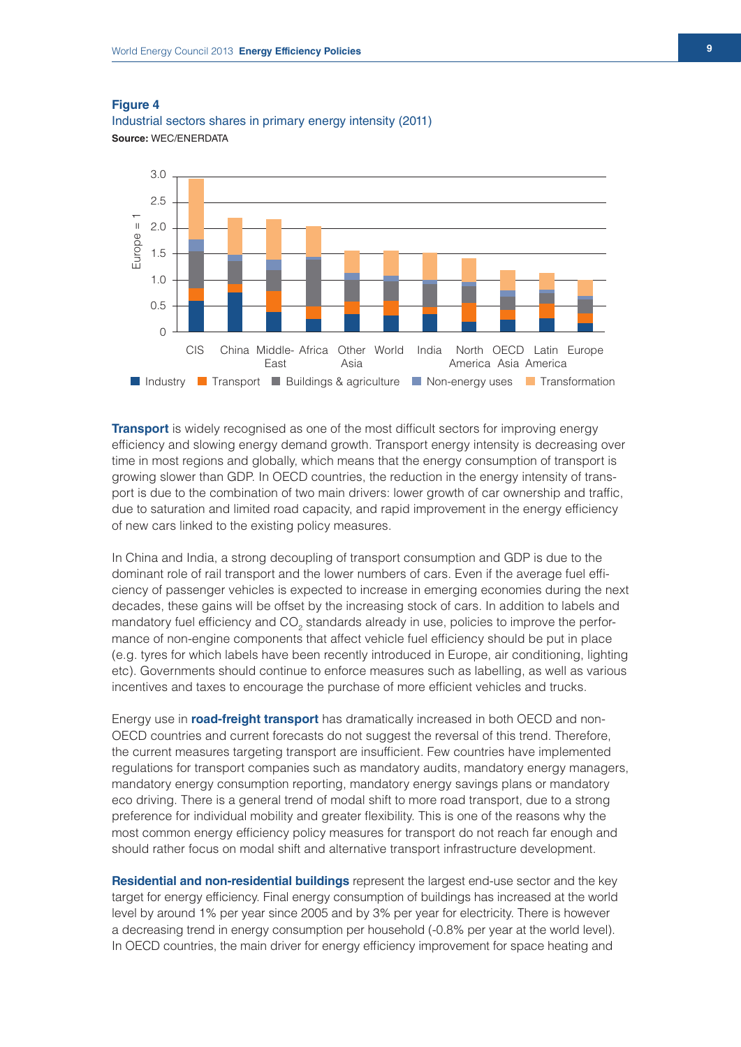**Figure 4**

Industrial sectors shares in primary energy intensity (2011)

**Source:** WEC/ENERDATA

**Transport** is widely recognised as one of the most difficult sectors for improving energy efficiency and slowing energy demand growth. Transport energy intensity is decreasing over time in most regions and globally, which means that the energy consumption of transport is growing slower than GDP. In OECD countries, the reduction in the energy intensity of transport is due to the combination of two main drivers: lower growth of car ownership and traffic, due to saturation and limited road capacity, and rapid improvement in the energy efficiency of new cars linked to the existing policy measures.

In China and India, a strong decoupling of transport consumption and GDP is due to the dominant role of rail transport and the lower numbers of cars. Even if the average fuel efficiency of passenger vehicles is expected to increase in emerging economies during the next decades, these gains will be offset by the increasing stock of cars. In addition to labels and mandatory fuel efficiency and $CO_2$ standards already in use, policies to improve the performance of non-engine components that affect vehicle fuel efficiency should be put in place (e.g. tyres for which labels have been recently introduced in Europe, air conditioning, lighting etc). Governments should continue to enforce measures such as labelling, as well as various incentives and taxes to encourage the purchase of more efficient vehicles and trucks.

Energy use in **road-freight transport** has dramatically increased in both OECD and non-OECD countries and current forecasts do not suggest the reversal of this trend. Therefore, the current measures targeting transport are insufficient. Few countries have implemented regulations for transport companies such as mandatory audits, mandatory energy managers, mandatory energy consumption reporting, mandatory energy savings plans or mandatory eco driving. There is a general trend of modal shift to more road transport, due to a strong preference for individual mobility and greater flexibility. This is one of the reasons why the most common energy efficiency policy measures for transport do not reach far enough and should rather focus on modal shift and alternative transport infrastructure development.

**Residential and non-residential buildings** represent the largest end-use sector and the key target for energy efficiency. Final energy consumption of buildings has increased at the world level by around 1% per year since 2005 and by 3% per year for electricity. There is however a decreasing trend in energy consumption per household (-0.8% per year at the world level). In OECD countries, the main driver for energy efficiency improvement for space heating and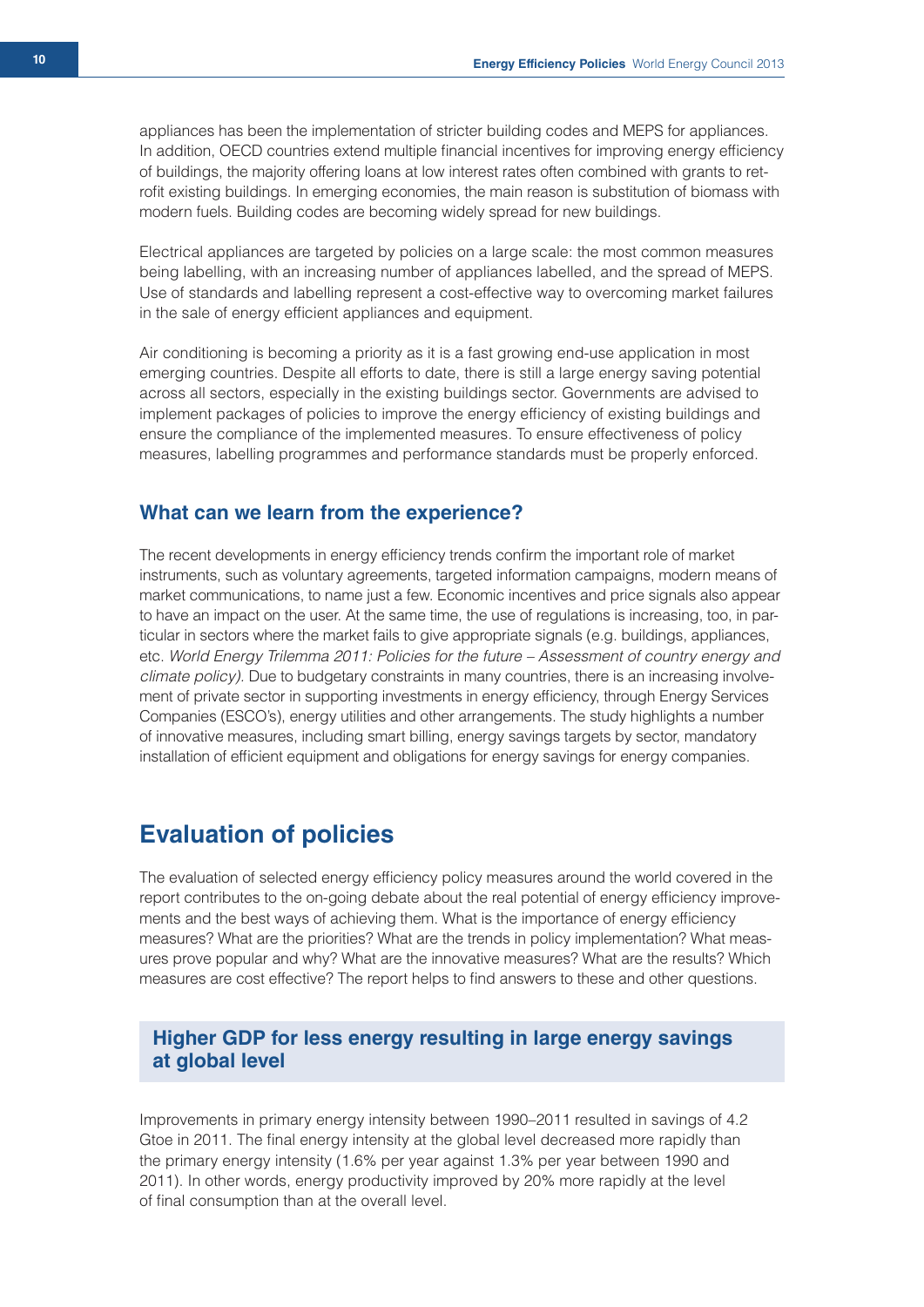appliances has been the implementation of stricter building codes and MEPS for appliances. In addition, OECD countries extend multiple financial incentives for improving energy efficiency of buildings, the majority offering loans at low interest rates often combined with grants to retrofit existing buildings. In emerging economies, the main reason is substitution of biomass with modern fuels. Building codes are becoming widely spread for new buildings.

Electrical appliances are targeted by policies on a large scale: the most common measures being labelling, with an increasing number of appliances labelled, and the spread of MEPS. Use of standards and labelling represent a cost-effective way to overcoming market failures in the sale of energy efficient appliances and equipment.

Air conditioning is becoming a priority as it is a fast growing end-use application in most emerging countries. Despite all efforts to date, there is still a large energy saving potential across all sectors, especially in the existing buildings sector. Governments are advised to implement packages of policies to improve the energy efficiency of existing buildings and ensure the compliance of the implemented measures. To ensure effectiveness of policy measures, labelling programmes and performance standards must be properly enforced.

### What can we learn from the experience?

The recent developments in energy efficiency trends confirm the important role of market instruments, such as voluntary agreements, targeted information campaigns, modern means of market communications, to name just a few. Economic incentives and price signals also appear to have an impact on the user. At the same time, the use of regulations is increasing, too, in particular in sectors where the market fails to give appropriate signals (e.g. buildings, appliances, etc. *World Energy Trilemma 2011: Policies for the future – Assessment of country energy and climate policy).* Due to budgetary constraints in many countries, there is an increasing involvement of private sector in supporting investments in energy efficiency, through Energy Services Companies (ESCO's), energy utilities and other arrangements. The study highlights a number of innovative measures, including smart billing, energy savings targets by sector, mandatory installation of efficient equipment and obligations for energy savings for energy companies.

## Evaluation of policies

The evaluation of selected energy efficiency policy measures around the world covered in the report contributes to the on-going debate about the real potential of energy efficiency improvements and the best ways of achieving them. What is the importance of energy efficiency measures? What are the priorities? What are the trends in policy implementation? What measures prove popular and why? What are the innovative measures? What are the results? Which measures are cost effective? The report helps to find answers to these and other questions.

### Higher GDP for less energy resulting in large energy savings at global level

Improvements in primary energy intensity between 1990–2011 resulted in savings of 4.2 Gtoe in 2011. The final energy intensity at the global level decreased more rapidly than the primary energy intensity (1.6% per year against 1.3% per year between 1990 and 2011). In other words, energy productivity improved by 20% more rapidly at the level of final consumption than at the overall level.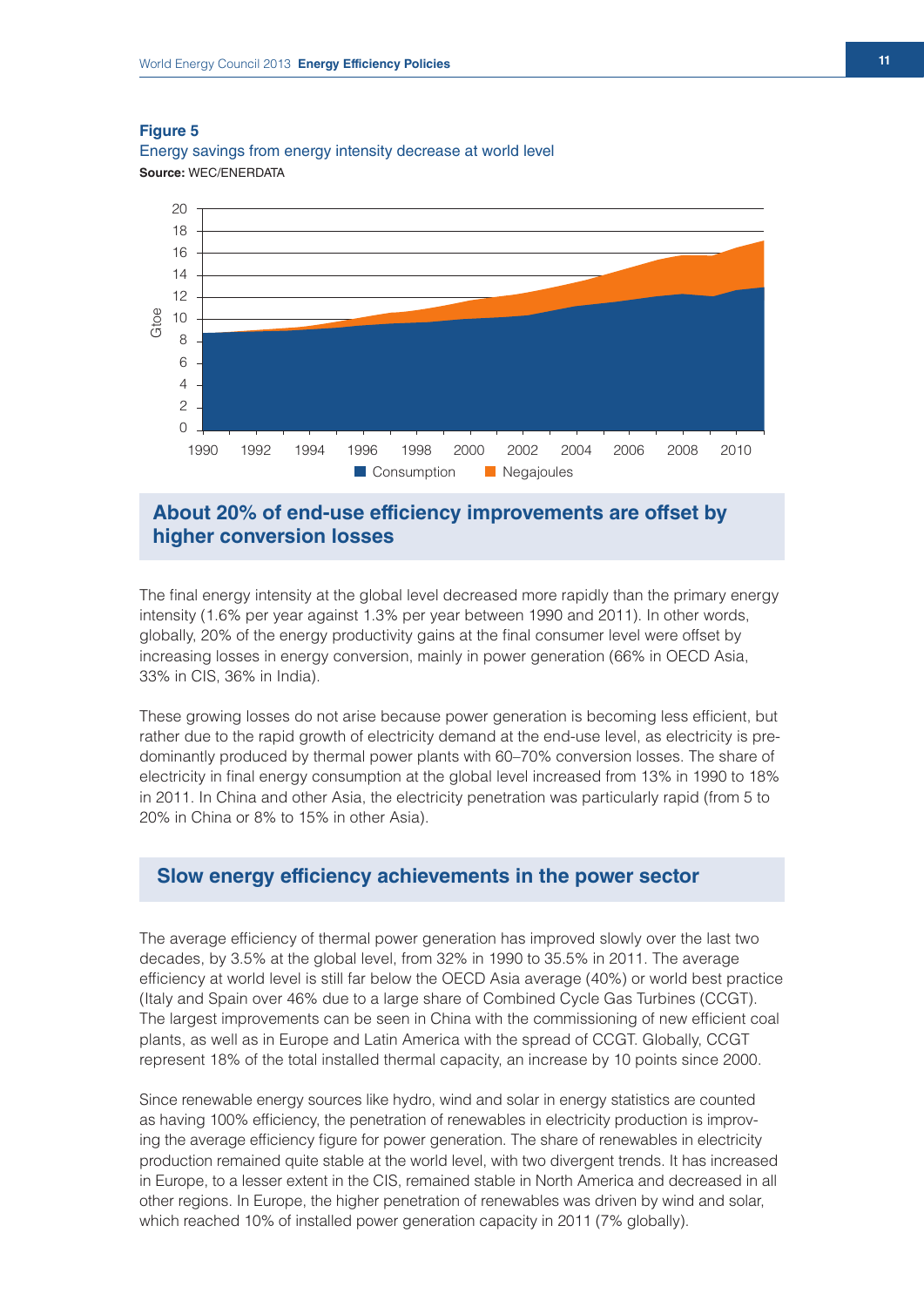**Figure 5**

Energy savings from energy intensity decrease at world level

**Source:** WEC/ENERDATA

## About 20% of end-use efficiency improvements are offset by higher conversion losses

The final energy intensity at the global level decreased more rapidly than the primary energy intensity (1.6% per year against 1.3% per year between 1990 and 2011). In other words, globally, 20% of the energy productivity gains at the final consumer level were offset by increasing losses in energy conversion, mainly in power generation (66% in OECD Asia, 33% in CIS, 36% in India).

These growing losses do not arise because power generation is becoming less efficient, but rather due to the rapid growth of electricity demand at the end-use level, as electricity is predominantly produced by thermal power plants with 60–70% conversion losses. The share of electricity in final energy consumption at the global level increased from 13% in 1990 to 18% in 2011. In China and other Asia, the electricity penetration was particularly rapid (from 5 to 20% in China or 8% to 15% in other Asia).

## Slow energy efficiency achievements in the power sector

The average efficiency of thermal power generation has improved slowly over the last two decades, by 3.5% at the global level, from 32% in 1990 to 35.5% in 2011. The average efficiency at world level is still far below the OECD Asia average (40%) or world best practice (Italy and Spain over 46% due to a large share of Combined Cycle Gas Turbines (CCGT). The largest improvements can be seen in China with the commissioning of new efficient coal plants, as well as in Europe and Latin America with the spread of CCGT. Globally, CCGT represent 18% of the total installed thermal capacity, an increase by 10 points since 2000.

Since renewable energy sources like hydro, wind and solar in energy statistics are counted as having 100% efficiency, the penetration of renewables in electricity production is improving the average efficiency figure for power generation. The share of renewables in electricity production remained quite stable at the world level, with two divergent trends. It has increased in Europe, to a lesser extent in the CIS, remained stable in North America and decreased in all other regions. In Europe, the higher penetration of renewables was driven by wind and solar, which reached 10% of installed power generation capacity in 2011 (7% globally).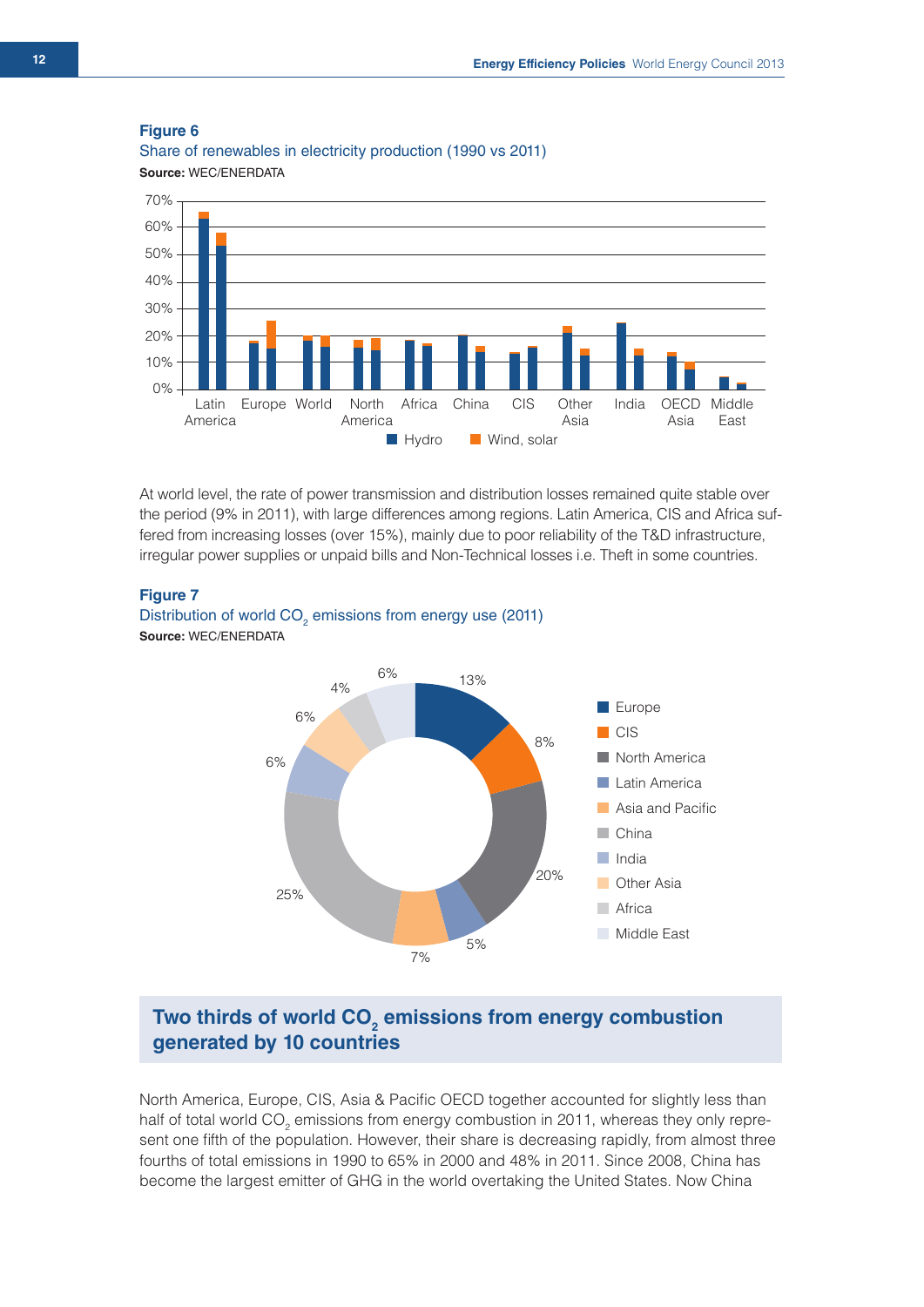**Figure 6**

Share of renewables in electricity production (1990 vs 2011)

**Source:** WEC/ENERDATA

At world level, the rate of power transmission and distribution losses remained quite stable over the period (9% in 2011), with large differences among regions. Latin America, CIS and Africa suffered from increasing losses (over 15%), mainly due to poor reliability of the T&D infrastructure, irregular power supplies or unpaid bills and Non-Technical losses i.e. Theft in some countries.

**Figure 7**

Distribution of world $CO_2$ emissions from energy use (2011)

**Source:** WEC/ENERDATA

## Two thirds of world $CO_2$ emissions from energy combustion generated by 10 countries

North America, Europe, CIS, Asia & Pacific OECD together accounted for slightly less than half of total world $CO_2$ emissions from energy combustion in 2011, whereas they only represent one fifth of the population. However, their share is decreasing rapidly, from almost three fourths of total emissions in 1990 to 65% in 2000 and 48% in 2011. Since 2008, China has become the largest emitter of GHG in the world overtaking the United States. Now China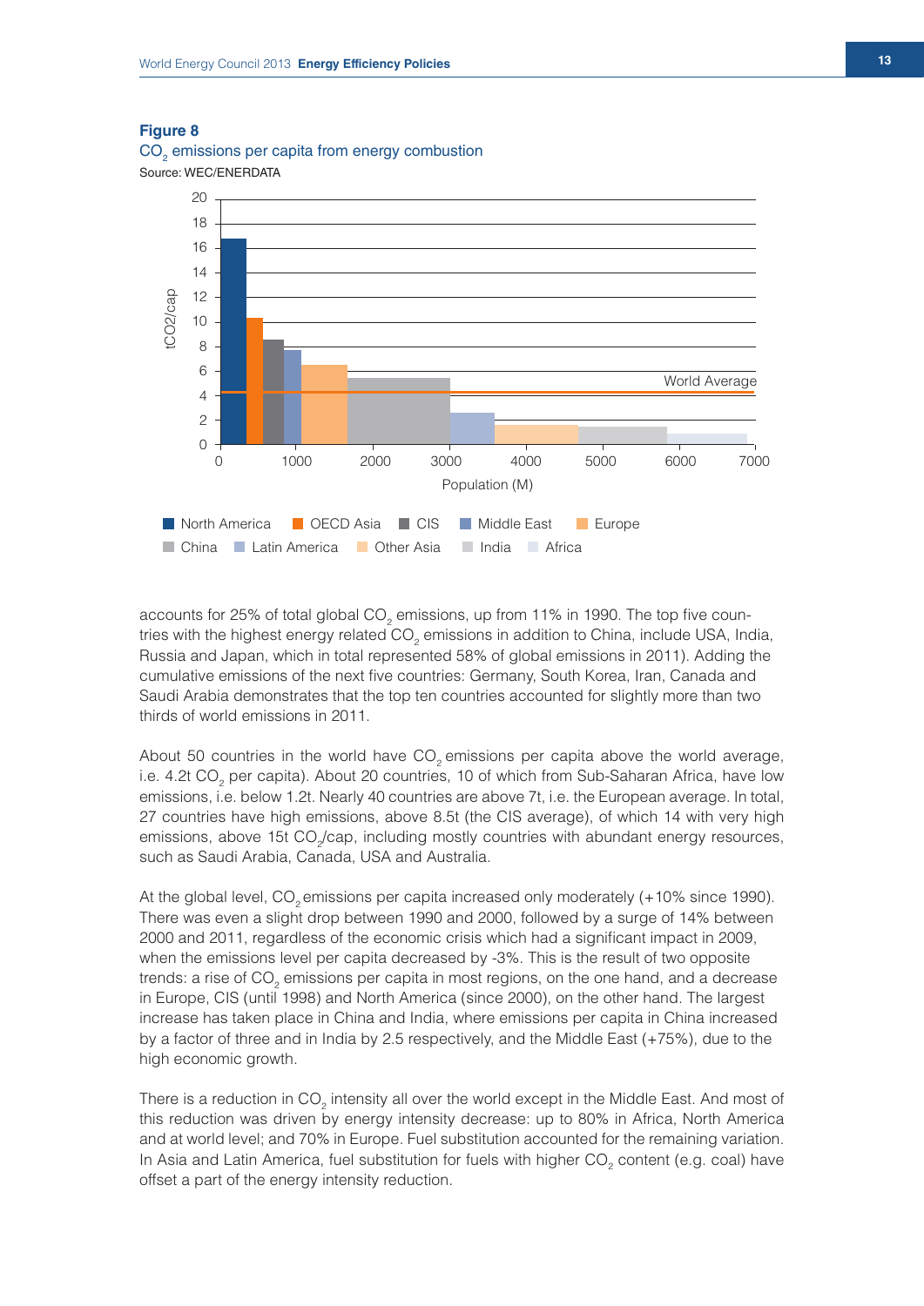**Figure 8**

$CO_2$ emissions per capita from energy combustion

Source: WEC/ENERDATA

accounts for 25% of total global $CO_2$ emissions, up from 11% in 1990. The top five countries with the highest energy related $CO_2$ emissions in addition to China, include USA, India, Russia and Japan, which in total represented 58% of global emissions in 2011). Adding the cumulative emissions of the next five countries: Germany, South Korea, Iran, Canada and Saudi Arabia demonstrates that the top ten countries accounted for slightly more than two thirds of world emissions in 2011.

About 50 countries in the world have $CO_2$ emissions per capita above the world average, i.e. 4.2t $CO_2$ per capita). About 20 countries, 10 of which from Sub-Saharan Africa, have low emissions, i.e. below 1.2t. Nearly 40 countries are above 7t, i.e. the European average. In total, 27 countries have high emissions, above 8.5t (the CIS average), of which 14 with very high emissions, above 15t $CO_2$/cap, including mostly countries with abundant energy resources, such as Saudi Arabia, Canada, USA and Australia.

At the global level, $CO_2$ emissions per capita increased only moderately (+10% since 1990). There was even a slight drop between 1990 and 2000, followed by a surge of 14% between 2000 and 2011, regardless of the economic crisis which had a significant impact in 2009, when the emissions level per capita decreased by -3%. This is the result of two opposite trends: a rise of $CO_2$ emissions per capita in most regions, on the one hand, and a decrease in Europe, CIS (until 1998) and North America (since 2000), on the other hand. The largest increase has taken place in China and India, where emissions per capita in China increased by a factor of three and in India by 2.5 respectively, and the Middle East (+75%), due to the high economic growth.

There is a reduction in $CO_2$ intensity all over the world except in the Middle East. And most of this reduction was driven by energy intensity decrease: up to 80% in Africa, North America and at world level; and 70% in Europe. Fuel substitution accounted for the remaining variation. In Asia and Latin America, fuel substitution for fuels with higher $CO_2$ content (e.g. coal) have offset a part of the energy intensity reduction.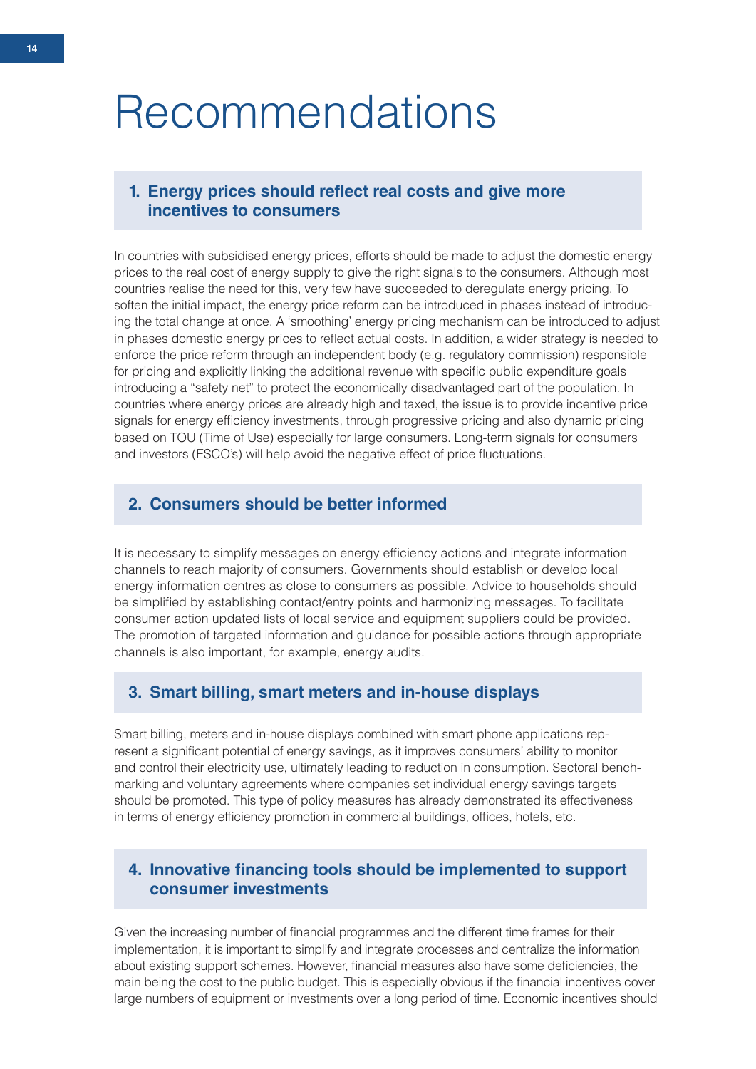# Recommendations

## 1. Energy prices should reflect real costs and give more incentives to consumers

In countries with subsidised energy prices, efforts should be made to adjust the domestic energy prices to the real cost of energy supply to give the right signals to the consumers. Although most countries realise the need for this, very few have succeeded to deregulate energy pricing. To soften the initial impact, the energy price reform can be introduced in phases instead of introducing the total change at once. A 'smoothing' energy pricing mechanism can be introduced to adjust in phases domestic energy prices to reflect actual costs. In addition, a wider strategy is needed to enforce the price reform through an independent body (e.g. regulatory commission) responsible for pricing and explicitly linking the additional revenue with specific public expenditure goals introducing a "safety net" to protect the economically disadvantaged part of the population. In countries where energy prices are already high and taxed, the issue is to provide incentive price signals for energy efficiency investments, through progressive pricing and also dynamic pricing based on TOU (Time of Use) especially for large consumers. Long-term signals for consumers and investors (ESCO's) will help avoid the negative effect of price fluctuations.

## 2. Consumers should be better informed

It is necessary to simplify messages on energy efficiency actions and integrate information channels to reach majority of consumers. Governments should establish or develop local energy information centres as close to consumers as possible. Advice to households should be simplified by establishing contact/entry points and harmonizing messages. To facilitate consumer action updated lists of local service and equipment suppliers could be provided. The promotion of targeted information and guidance for possible actions through appropriate channels is also important, for example, energy audits.

## 3. Smart billing, smart meters and in-house displays

Smart billing, meters and in-house displays combined with smart phone applications represent a significant potential of energy savings, as it improves consumers' ability to monitor and control their electricity use, ultimately leading to reduction in consumption. Sectoral benchmarking and voluntary agreements where companies set individual energy savings targets should be promoted. This type of policy measures has already demonstrated its effectiveness in terms of energy efficiency promotion in commercial buildings, offices, hotels, etc.

## 4. Innovative financing tools should be implemented to support consumer investments

Given the increasing number of financial programmes and the different time frames for their implementation, it is important to simplify and integrate processes and centralize the information about existing support schemes. However, financial measures also have some deficiencies, the main being the cost to the public budget. This is especially obvious if the financial incentives cover large numbers of equipment or investments over a long period of time. Economic incentives should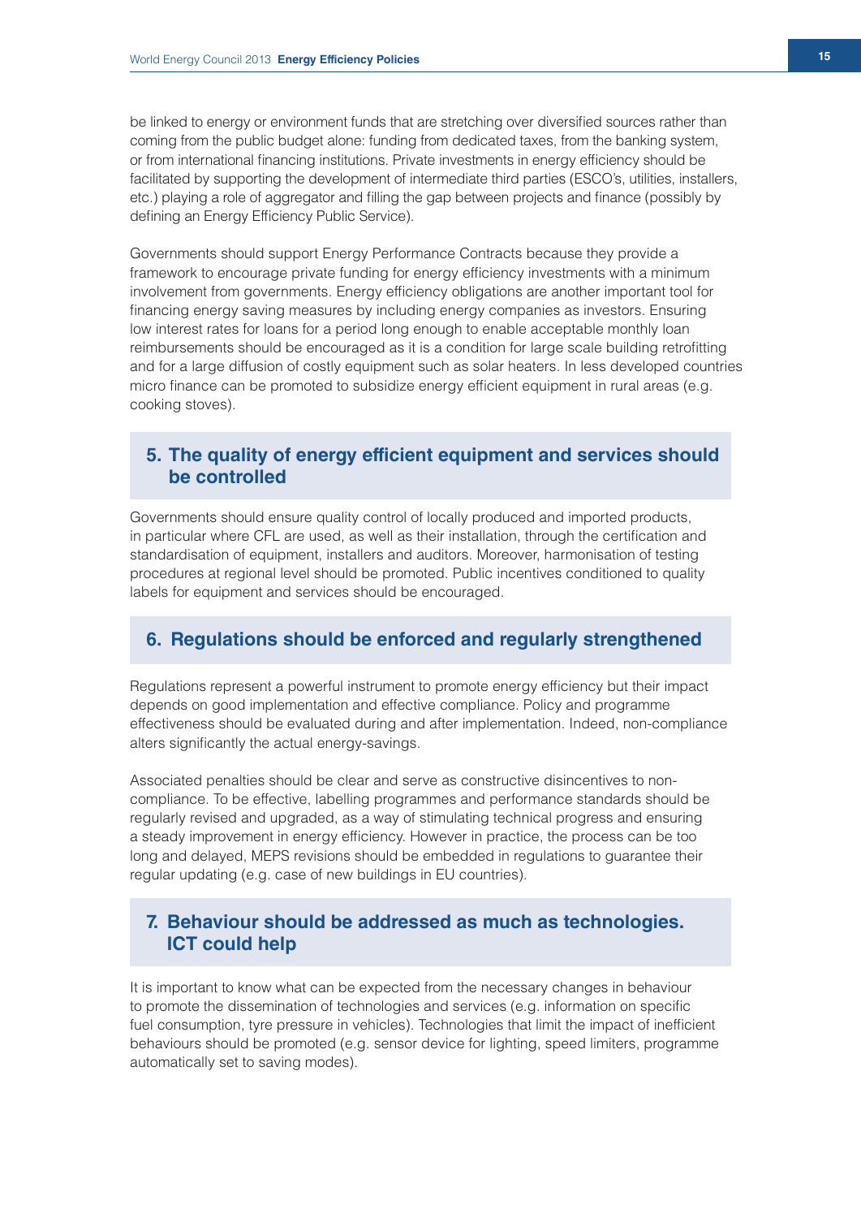be linked to energy or environment funds that are stretching over diversified sources rather than coming from the public budget alone: funding from dedicated taxes, from the banking system, or from international financing institutions. Private investments in energy efficiency should be facilitated by supporting the development of intermediate third parties (ESCO's, utilities, installers, etc.) playing a role of aggregator and filling the gap between projects and finance (possibly by defining an Energy Efficiency Public Service).

Governments should support Energy Performance Contracts because they provide a framework to encourage private funding for energy efficiency investments with a minimum involvement from governments. Energy efficiency obligations are another important tool for financing energy saving measures by including energy companies as investors. Ensuring low interest rates for loans for a period long enough to enable acceptable monthly loan reimbursements should be encouraged as it is a condition for large scale building retrofitting and for a large diffusion of costly equipment such as solar heaters. In less developed countries micro finance can be promoted to subsidize energy efficient equipment in rural areas (e.g. cooking stoves).

## 5. The quality of energy efficient equipment and services should be controlled

Governments should ensure quality control of locally produced and imported products, in particular where CFL are used, as well as their installation, through the certification and standardisation of equipment, installers and auditors. Moreover, harmonisation of testing procedures at regional level should be promoted. Public incentives conditioned to quality labels for equipment and services should be encouraged.

## 6. Regulations should be enforced and regularly strengthened

Regulations represent a powerful instrument to promote energy efficiency but their impact depends on good implementation and effective compliance. Policy and programme effectiveness should be evaluated during and after implementation. Indeed, non-compliance alters significantly the actual energy-savings.

Associated penalties should be clear and serve as constructive disincentives to non-compliance. To be effective, labelling programmes and performance standards should be regularly revised and upgraded, as a way of stimulating technical progress and ensuring a steady improvement in energy efficiency. However in practice, the process can be too long and delayed, MEPS revisions should be embedded in regulations to guarantee their regular updating (e.g. case of new buildings in EU countries).

## 7. Behaviour should be addressed as much as technologies. ICT could help

It is important to know what can be expected from the necessary changes in behaviour to promote the dissemination of technologies and services (e.g. information on specific fuel consumption, tyre pressure in vehicles). Technologies that limit the impact of inefficient behaviours should be promoted (e.g. sensor device for lighting, speed limiters, programme automatically set to saving modes).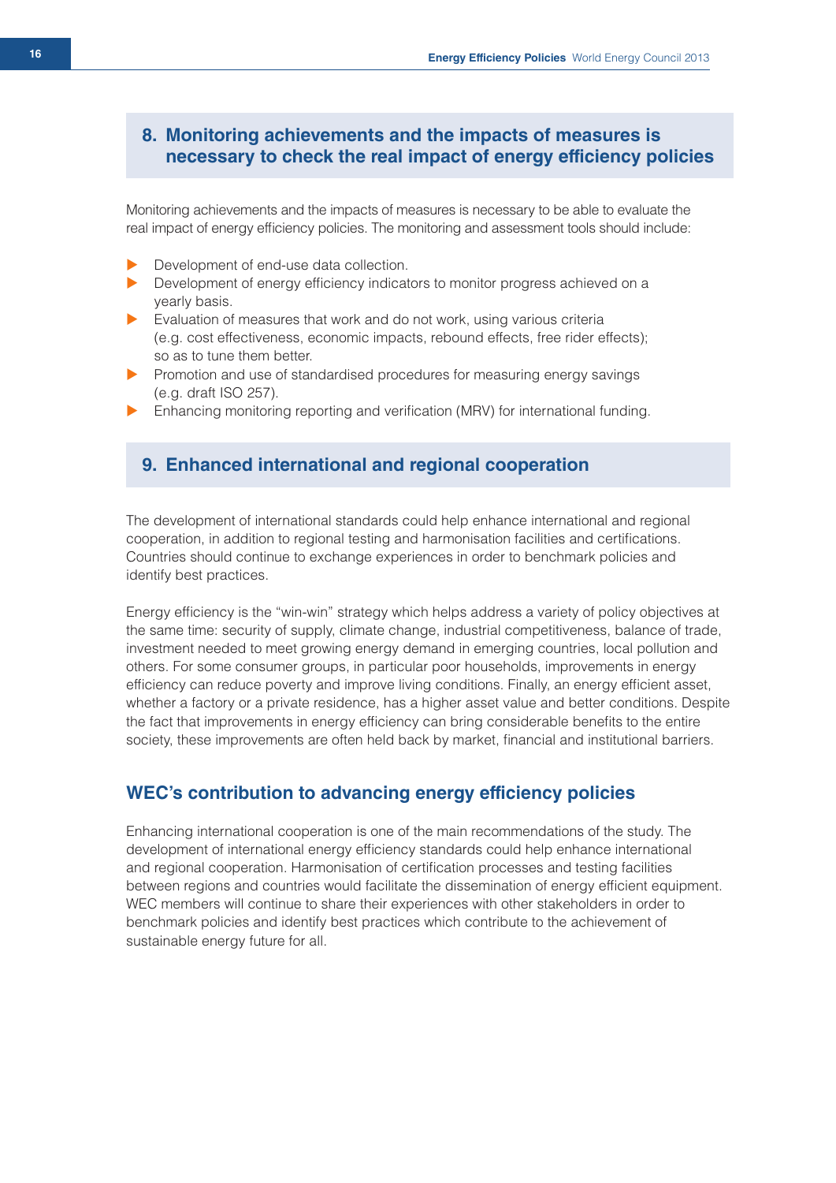## 8. Monitoring achievements and the impacts of measures is necessary to check the real impact of energy efficiency policies

Monitoring achievements and the impacts of measures is necessary to be able to evaluate the real impact of energy efficiency policies. The monitoring and assessment tools should include:

- Development of end-use data collection.
- Development of energy efficiency indicators to monitor progress achieved on a yearly basis.
- Evaluation of measures that work and do not work, using various criteria (e.g. cost effectiveness, economic impacts, rebound effects, free rider effects); so as to tune them better.
- Promotion and use of standardised procedures for measuring energy savings (e.g. draft ISO 257).
- Enhancing monitoring reporting and verification (MRV) for international funding.

## 9. Enhanced international and regional cooperation

The development of international standards could help enhance international and regional cooperation, in addition to regional testing and harmonisation facilities and certifications. Countries should continue to exchange experiences in order to benchmark policies and identify best practices.

Energy efficiency is the "win-win" strategy which helps address a variety of policy objectives at the same time: security of supply, climate change, industrial competitiveness, balance of trade, investment needed to meet growing energy demand in emerging countries, local pollution and others. For some consumer groups, in particular poor households, improvements in energy efficiency can reduce poverty and improve living conditions. Finally, an energy efficient asset, whether a factory or a private residence, has a higher asset value and better conditions. Despite the fact that improvements in energy efficiency can bring considerable benefits to the entire society, these improvements are often held back by market, financial and institutional barriers.

## WEC's contribution to advancing energy efficiency policies

Enhancing international cooperation is one of the main recommendations of the study. The development of international energy efficiency standards could help enhance international and regional cooperation. Harmonisation of certification processes and testing facilities between regions and countries would facilitate the dissemination of energy efficient equipment. WEC members will continue to share their experiences with other stakeholders in order to benchmark policies and identify best practices which contribute to the achievement of sustainable energy future for all.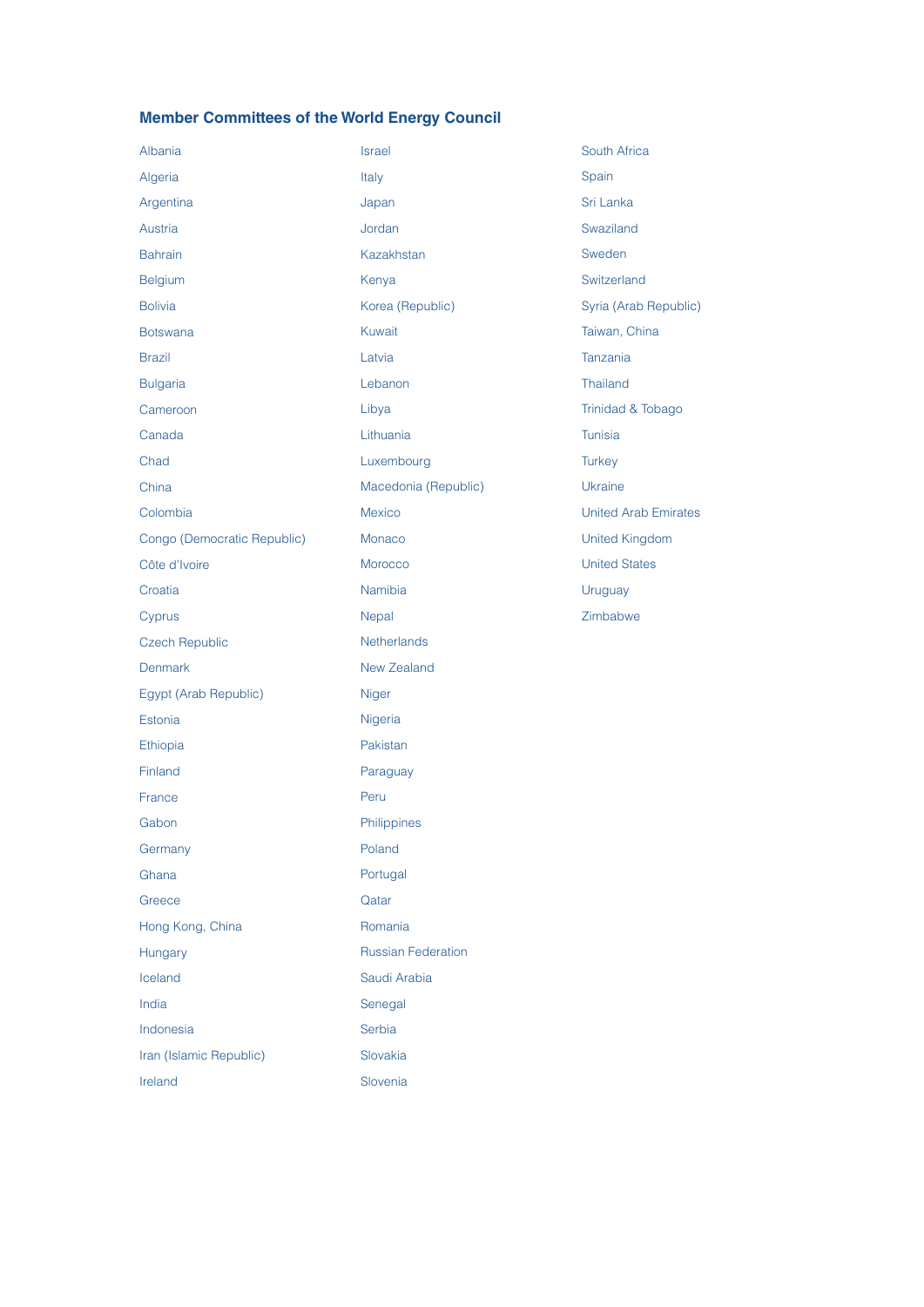## Member Committees of the World Energy Council

- Albania
- Algeria
- Argentina
- Austria
- Bahrain
- Belgium
- Bolivia
- Botswana
- Brazil
- Bulgaria
- Cameroon
- Canada
- Chad
- China
- Colombia
- Congo (Democratic Republic)
- Côte d'Ivoire
- Croatia
- Cyprus
- Czech Republic
- Denmark
- Egypt (Arab Republic)
- Estonia
- Ethiopia
- Finland
- France
- Gabon
- Germany
- Ghana
- Greece
- Hong Kong, China
- Hungary
- Iceland
- India
- Indonesia
- Iran (Islamic Republic)
- Ireland
- Israel
- Italy
- Japan
- Jordan
- Kazakhstan
- Kenya
- Korea (Republic)
- Kuwait
- Latvia
- Lebanon
- Libya
- Lithuania
- Luxembourg
- Macedonia (Republic)
- Mexico
- Monaco
- Morocco
- Namibia
- Nepal
- Netherlands
- New Zealand
- Niger
- Nigeria
- Pakistan
- Paraguay
- Peru
- Philippines
- Poland
- Portugal
- Qatar
- Romania
- Russian Federation
- Saudi Arabia
- Senegal
- Serbia
- Slovakia
- Slovenia
- South Africa
- Spain
- Sri Lanka
- Swaziland
- Sweden
- Switzerland
- Syria (Arab Republic)
- Taiwan, China
- Tanzania
- Thailand
- Trinidad & Tobago
- Tunisia
- Turkey
- Ukraine
- United Arab Emirates
- United Kingdom
- United States
- Uruguay
- Zimbabwe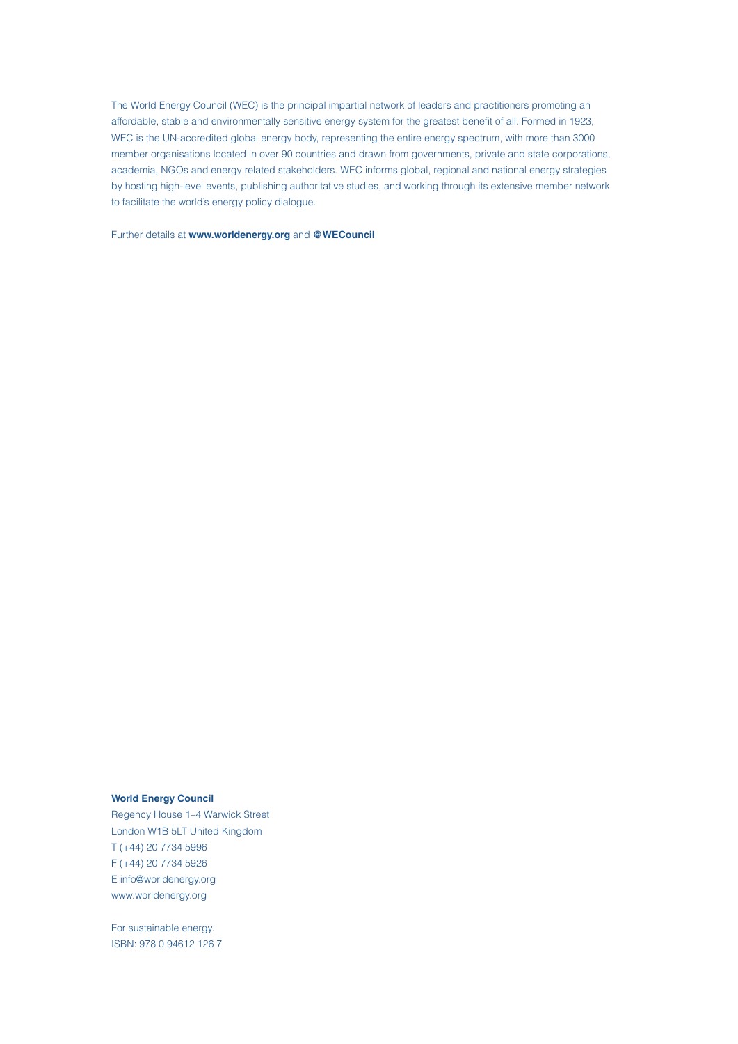The World Energy Council (WEC) is the principal impartial network of leaders and practitioners promoting an affordable, stable and environmentally sensitive energy system for the greatest benefit of all. Formed in 1923, WEC is the UN-accredited global energy body, representing the entire energy spectrum, with more than 3000 member organisations located in over 90 countries and drawn from governments, private and state corporations, academia, NGOs and energy related stakeholders. WEC informs global, regional and national energy strategies by hosting high-level events, publishing authoritative studies, and working through its extensive member network to facilitate the world's energy policy dialogue.

Further details at **www.worldenergy.org** and **@WECouncil**

**World Energy Council**
Regency House 1–4 Warwick Street
London W1B 5LT United Kingdom
T (+44) 20 7734 5996
F (+44) 20 7734 5926
E info@worldenergy.org
www.worldenergy.org

For sustainable energy.
ISBN: 978 0 94612 126 7